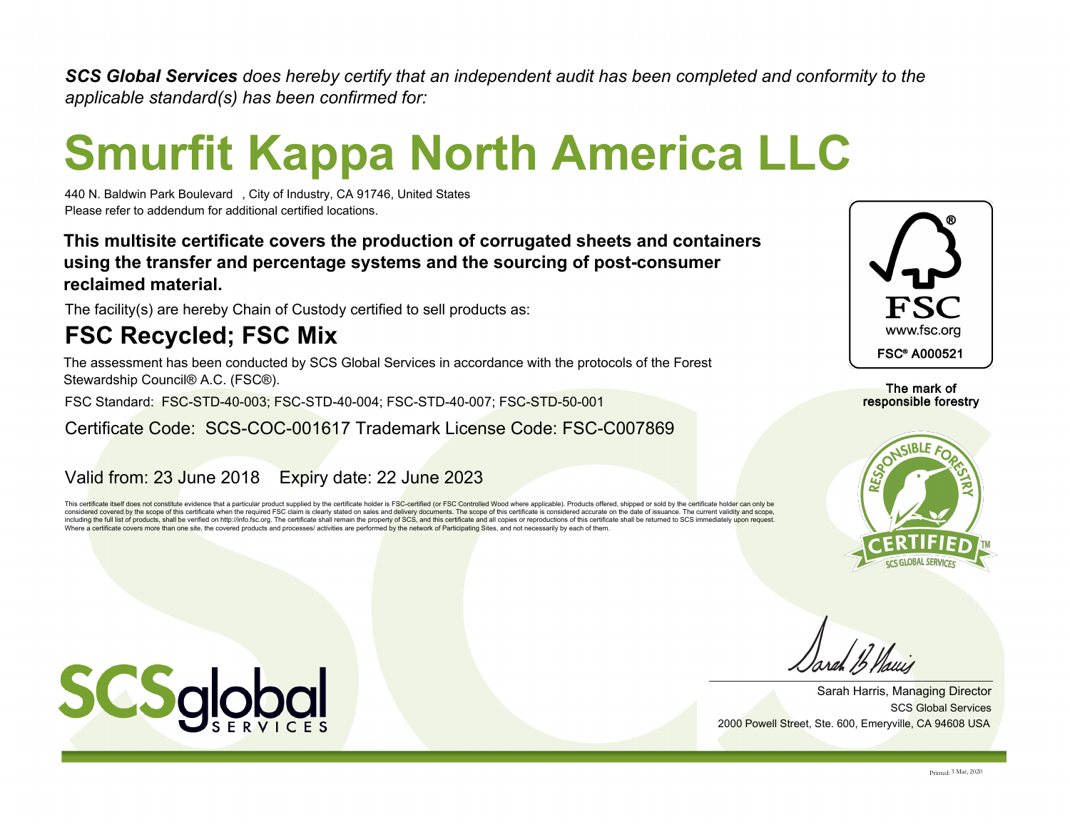***SCS Global Services** does hereby certify that an independent audit has been completed and conformity to the applicable standard(s) has been confirmed for:*

# Smurfit Kappa North America LLC

440 N. Baldwin Park Boulevard , City of Industry, CA 91746, United States
Please refer to addendum for additional certified locations.

**This multisite certificate covers the production of corrugated sheets and containers using the transfer and percentage systems and the sourcing of post-consumer reclaimed material.**

The facility(s) are hereby Chain of Custody certified to sell products as:

## FSC Recycled; FSC Mix

The assessment has been conducted by SCS Global Services in accordance with the protocols of the Forest Stewardship Council® A.C. (FSC®).

FSC Standard: FSC-STD-40-003; FSC-STD-40-004; FSC-STD-40-007; FSC-STD-50-001

Certificate Code: SCS-COC-001617 Trademark License Code: FSC-C007869

Valid from: 23 June 2018 Expiry date: 22 June 2023

This certificate itself does not constitute evidence that a particular product supplied by the certificate holder is FSC-certified (or FSC Controlled Wood where applicable). Products offered, shipped or sold by the certificate holder can only be considered covered by the scope of this certificate when the required FSC claim is clearly stated on sales and delivery documents. The scope of this certificate is considered accurate on the date of issuance. The current validity and scope, including the full list of products, shall be verified on http://info.fsc.org. The certificate shall remain the property of SCS, and this certificate and all copies or reproductions of this certificate shall be returned to SCS immediately upon request. Where a certificate covers more than one site, the covered products and processes/ activities are performed by the network of Participating Sites, and not necessarily by each of them.

FSC
www.fsc.org
FSC® A000521

The mark of responsible forestry

RESPONSIBLE FORESTRY CERTIFIED™ SCS GLOBAL SERVICES

SCSglobal SERVICES

Sarah Harris, Managing Director
SCS Global Services
2000 Powell Street, Ste. 600, Emeryville, CA 94608 USA

Printed: 3 Mar, 2020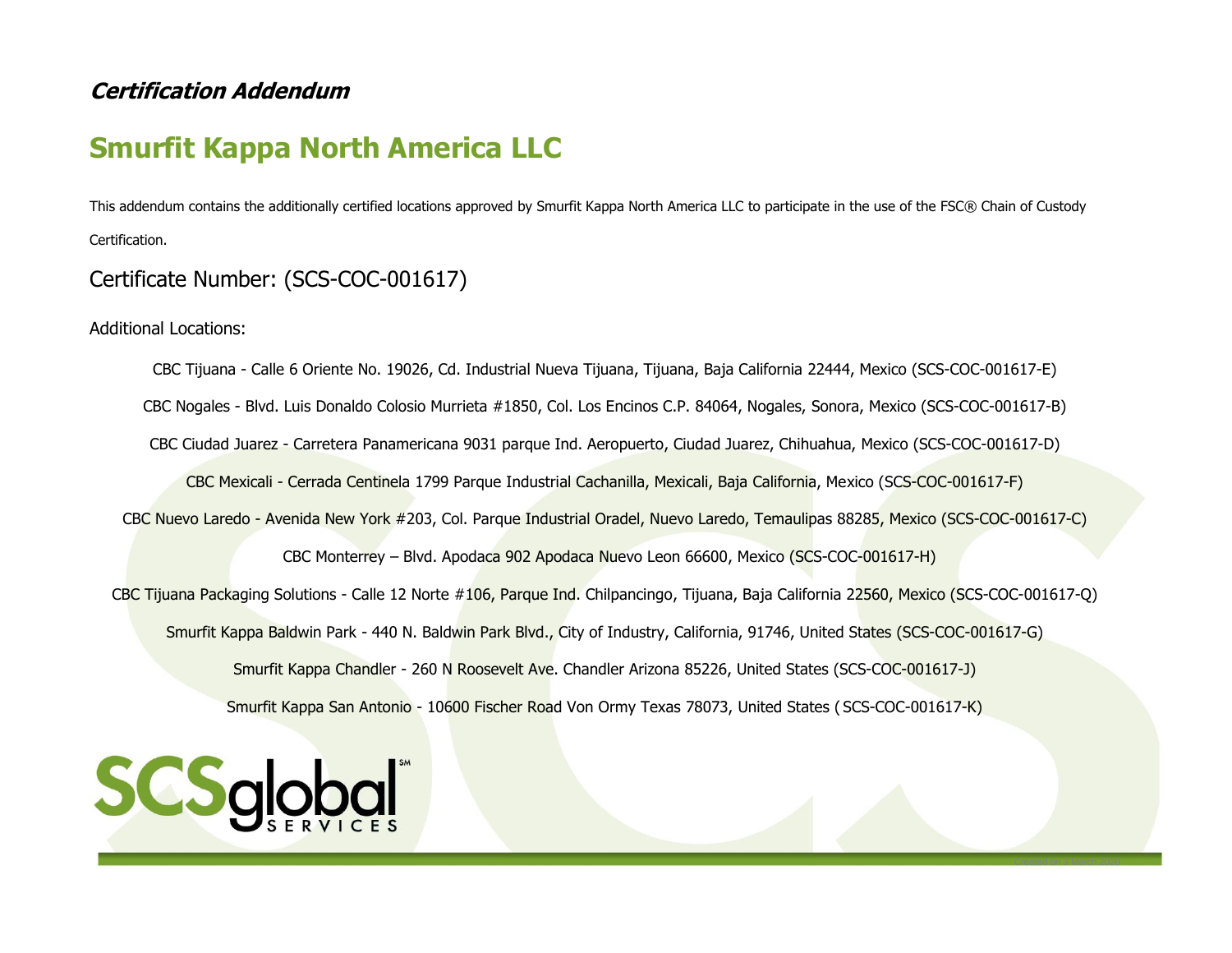***Certification Addendum***

# Smurfit Kappa North America LLC

This addendum contains the additionally certified locations approved by Smurfit Kappa North America LLC to participate in the use of the FSC® Chain of Custody Certification.

## Certificate Number: (SCS-COC-001617)

Additional Locations:

CBC Tijuana - Calle 6 Oriente No. 19026, Cd. Industrial Nueva Tijuana, Tijuana, Baja California 22444, Mexico (SCS-COC-001617-E)

CBC Nogales - Blvd. Luis Donaldo Colosio Murrieta #1850, Col. Los Encinos C.P. 84064, Nogales, Sonora, Mexico (SCS-COC-001617-B)

CBC Ciudad Juarez - Carretera Panamericana 9031 parque Ind. Aeropuerto, Ciudad Juarez, Chihuahua, Mexico (SCS-COC-001617-D)

CBC Mexicali - Cerrada Centinela 1799 Parque Industrial Cachanilla, Mexicali, Baja California, Mexico (SCS-COC-001617-F)

CBC Nuevo Laredo - Avenida New York #203, Col. Parque Industrial Oradel, Nuevo Laredo, Temaulipas 88285, Mexico (SCS-COC-001617-C)

CBC Monterrey – Blvd. Apodaca 902 Apodaca Nuevo Leon 66600, Mexico (SCS-COC-001617-H)

CBC Tijuana Packaging Solutions - Calle 12 Norte #106, Parque Ind. Chilpancingo, Tijuana, Baja California 22560, Mexico (SCS-COC-001617-Q)

Smurfit Kappa Baldwin Park - 440 N. Baldwin Park Blvd., City of Industry, California, 91746, United States (SCS-COC-001617-G)

Smurfit Kappa Chandler - 260 N Roosevelt Ave. Chandler Arizona 85226, United States (SCS-COC-001617-J)

Smurfit Kappa San Antonio - 10600 Fischer Road Von Ormy Texas 78073, United States ( SCS-COC-001617-K)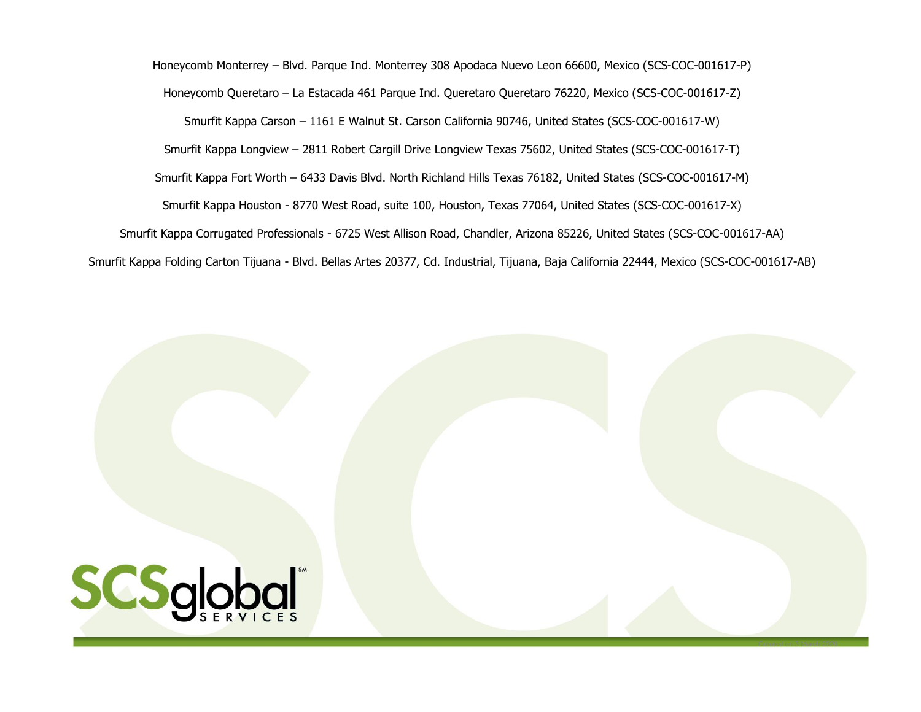Honeycomb Monterrey – Blvd. Parque Ind. Monterrey 308 Apodaca Nuevo Leon 66600, Mexico (SCS-COC-001617-P)

Honeycomb Queretaro – La Estacada 461 Parque Ind. Queretaro Queretaro 76220, Mexico (SCS-COC-001617-Z)

Smurfit Kappa Carson – 1161 E Walnut St. Carson California 90746, United States (SCS-COC-001617-W)

Smurfit Kappa Longview – 2811 Robert Cargill Drive Longview Texas 75602, United States (SCS-COC-001617-T)

Smurfit Kappa Fort Worth – 6433 Davis Blvd. North Richland Hills Texas 76182, United States (SCS-COC-001617-M)

Smurfit Kappa Houston - 8770 West Road, suite 100, Houston, Texas 77064, United States (SCS-COC-001617-X)

Smurfit Kappa Corrugated Professionals - 6725 West Allison Road, Chandler, Arizona 85226, United States (SCS-COC-001617-AA)

Smurfit Kappa Folding Carton Tijuana - Blvd. Bellas Artes 20377, Cd. Industrial, Tijuana, Baja California 22444, Mexico (SCS-COC-001617-AB)